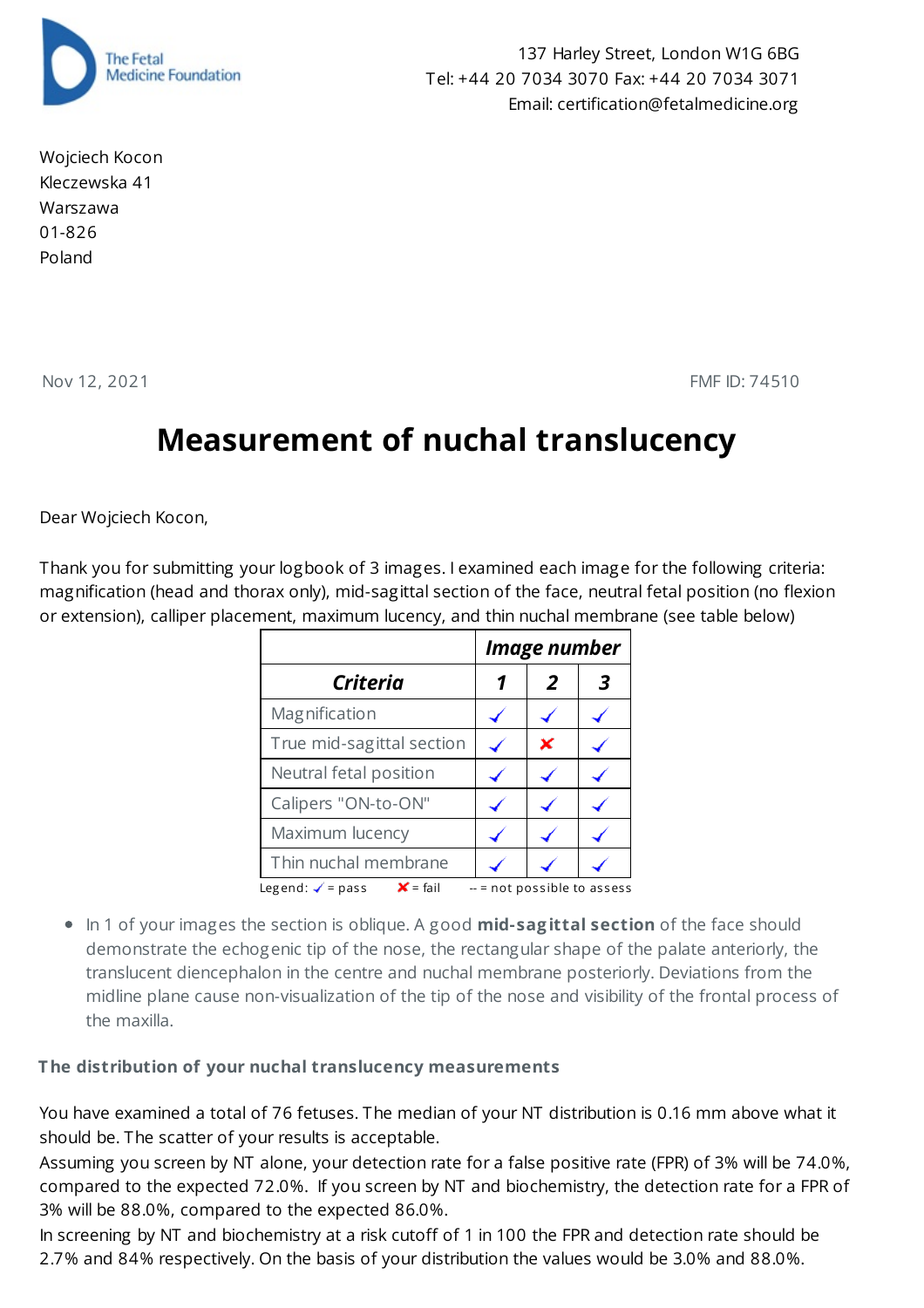The Fetal Medicine Foundation

137 Harley Street, London W1G 6BG
Tel: +44 20 7034 3070 Fax: +44 20 7034 3071
Email: certification@fetalmedicine.org

Wojciech Kocon
Kleczewska 41
Warszawa
01-826
Poland

Nov 12, 2021

FMF ID: 74510

# Measurement of nuchal translucency

Dear Wojciech Kocon,

Thank you for submitting your logbook of 3 images. I examined each image for the following criteria: magnification (head and thorax only), mid-sagittal section of the face, neutral fetal position (no flexion or extension), calliper placement, maximum lucency, and thin nuchal membrane (see table below)

| | ***Image number*** | | |
|---|---|---|---|
| ***Criteria*** | ***1*** | ***2*** | ***3*** |
| Magnification | ✓ | ✓ | ✓ |
| True mid-sagittal section | ✓ | ✗ | ✓ |
| Neutral fetal position | ✓ | ✓ | ✓ |
| Calipers "ON-to-ON" | ✓ | ✓ | ✓ |
| Maximum lucency | ✓ | ✓ | ✓ |
| Thin nuchal membrane | ✓ | ✓ | ✓ |

Legend: ✓ = pass ✗ = fail -- = not possible to assess

- In 1 of your images the section is oblique. A good **mid-sagittal section** of the face should demonstrate the echogenic tip of the nose, the rectangular shape of the palate anteriorly, the translucent diencephalon in the centre and nuchal membrane posteriorly. Deviations from the midline plane cause non-visualization of the tip of the nose and visibility of the frontal process of the maxilla.

**The distribution of your nuchal translucency measurements**

You have examined a total of 76 fetuses. The median of your NT distribution is 0.16 mm above what it should be. The scatter of your results is acceptable.
Assuming you screen by NT alone, your detection rate for a false positive rate (FPR) of 3% will be 74.0%, compared to the expected 72.0%. If you screen by NT and biochemistry, the detection rate for a FPR of 3% will be 88.0%, compared to the expected 86.0%.
In screening by NT and biochemistry at a risk cutoff of 1 in 100 the FPR and detection rate should be 2.7% and 84% respectively. On the basis of your distribution the values would be 3.0% and 88.0%.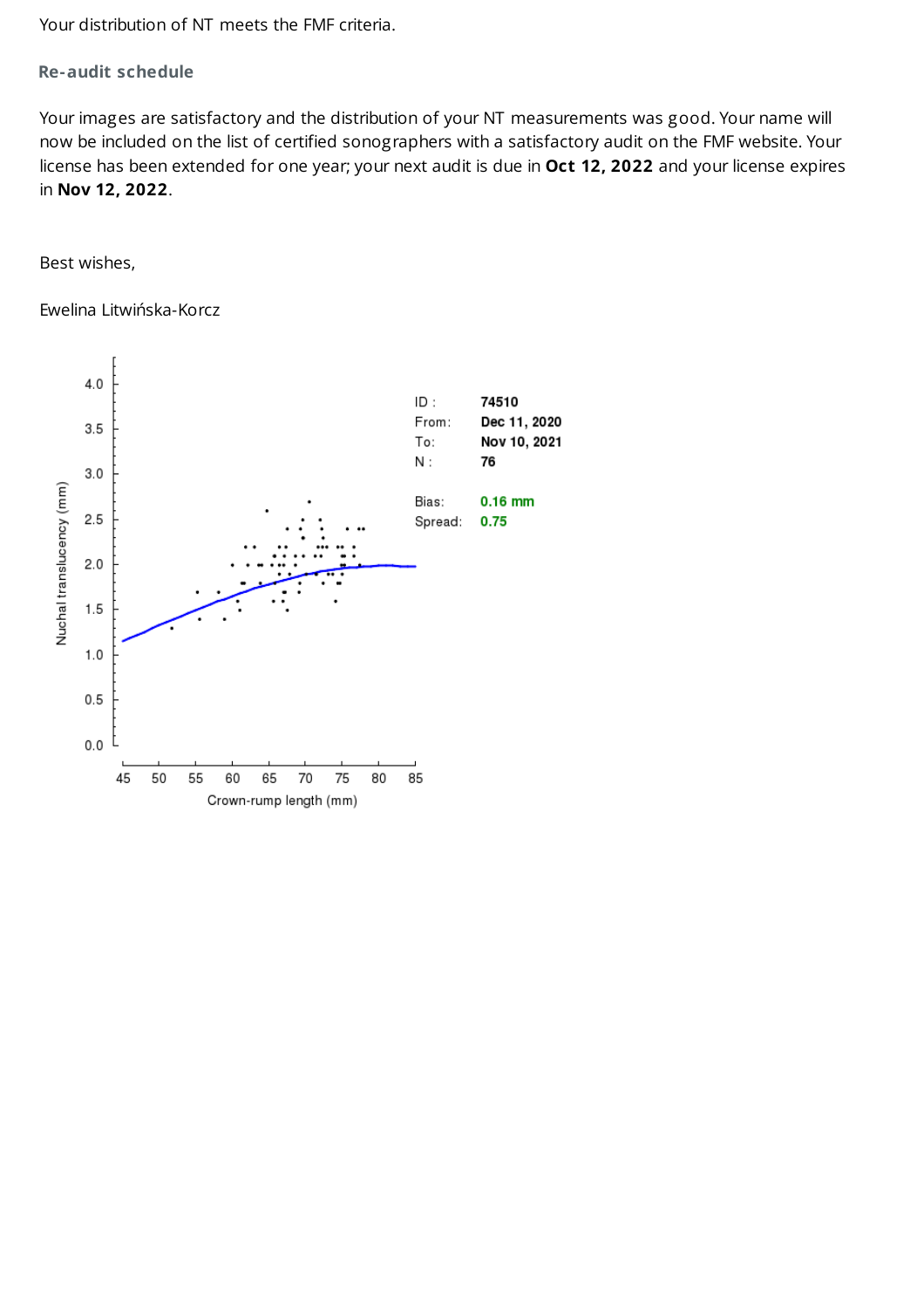Your distribution of NT meets the FMF criteria.

## Re-audit schedule

Your images are satisfactory and the distribution of your NT measurements was good. Your name will now be included on the list of certified sonographers with a satisfactory audit on the FMF website. Your license has been extended for one year; your next audit is due in **Oct 12, 2022** and your license expires in **Nov 12, 2022**.

Best wishes,

Ewelina Litwińska-Korcz

Nuchal translucency (mm)

4.0
3.5
3.0
2.5
2.0
1.5
1.0
0.5
0.0

45 50 55 60 65 70 75 80 85

Crown-rump length (mm)

ID : 74510
From: Dec 11, 2020
To: Nov 10, 2021
N : 76

Bias: 0.16 mm
Spread: 0.75